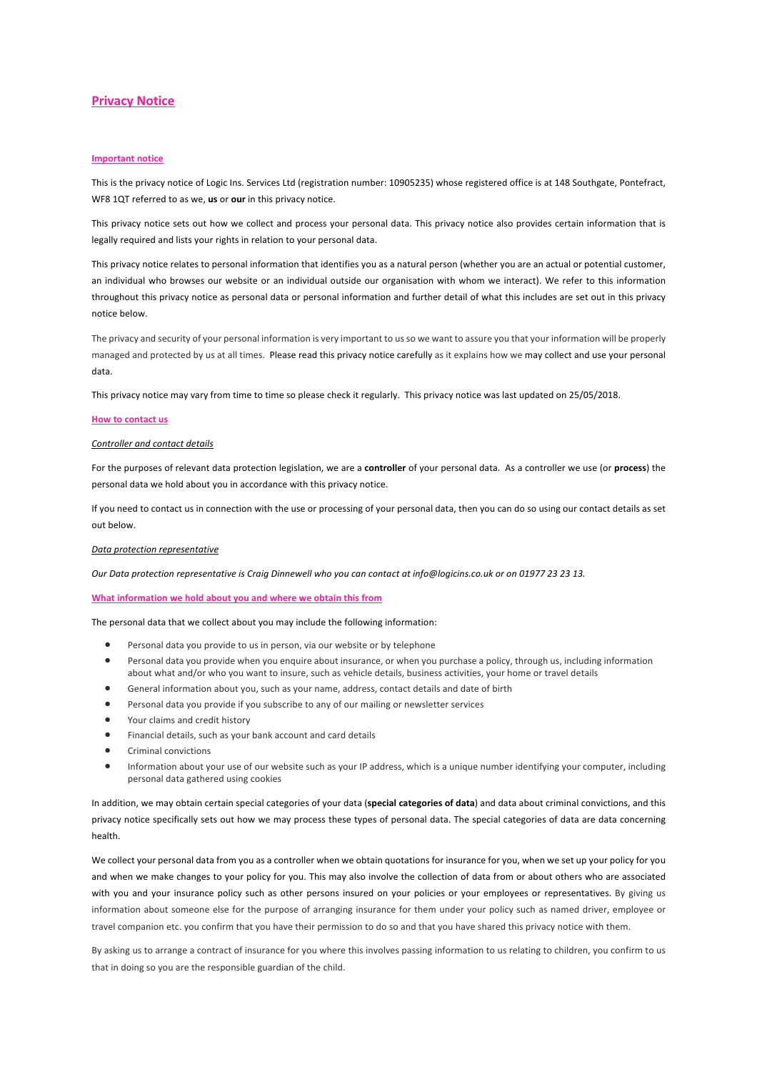# Privacy Notice

## Important notice

This is the privacy notice of Logic Ins. Services Ltd (registration number: 10905235) whose registered office is at 148 Southgate, Pontefract, WF8 1QT referred to as we, **us** or **our** in this privacy notice.

This privacy notice sets out how we collect and process your personal data. This privacy notice also provides certain information that is legally required and lists your rights in relation to your personal data.

This privacy notice relates to personal information that identifies you as a natural person (whether you are an actual or potential customer, an individual who browses our website or an individual outside our organisation with whom we interact). We refer to this information throughout this privacy notice as personal data or personal information and further detail of what this includes are set out in this privacy notice below.

The privacy and security of your personal information is very important to us so we want to assure you that your information will be properly managed and protected by us at all times. Please read this privacy notice carefully as it explains how we may collect and use your personal data.

This privacy notice may vary from time to time so please check it regularly. This privacy notice was last updated on 25/05/2018.

## How to contact us

### *Controller and contact details*

For the purposes of relevant data protection legislation, we are a **controller** of your personal data. As a controller we use (or **process**) the personal data we hold about you in accordance with this privacy notice.

If you need to contact us in connection with the use or processing of your personal data, then you can do so using our contact details as set out below.

### *Data protection representative*

*Our Data protection representative is Craig Dinnewell who you can contact at info@logicins.co.uk or on 01977 23 23 13.*

## What information we hold about you and where we obtain this from

The personal data that we collect about you may include the following information:

- Personal data you provide to us in person, via our website or by telephone
- Personal data you provide when you enquire about insurance, or when you purchase a policy, through us, including information about what and/or who you want to insure, such as vehicle details, business activities, your home or travel details
- General information about you, such as your name, address, contact details and date of birth
- Personal data you provide if you subscribe to any of our mailing or newsletter services
- Your claims and credit history
- Financial details, such as your bank account and card details
- Criminal convictions
- Information about your use of our website such as your IP address, which is a unique number identifying your computer, including personal data gathered using cookies

In addition, we may obtain certain special categories of your data (**special categories of data**) and data about criminal convictions, and this privacy notice specifically sets out how we may process these types of personal data. The special categories of data are data concerning health.

We collect your personal data from you as a controller when we obtain quotations for insurance for you, when we set up your policy for you and when we make changes to your policy for you. This may also involve the collection of data from or about others who are associated with you and your insurance policy such as other persons insured on your policies or your employees or representatives. By giving us information about someone else for the purpose of arranging insurance for them under your policy such as named driver, employee or travel companion etc. you confirm that you have their permission to do so and that you have shared this privacy notice with them.

By asking us to arrange a contract of insurance for you where this involves passing information to us relating to children, you confirm to us that in doing so you are the responsible guardian of the child.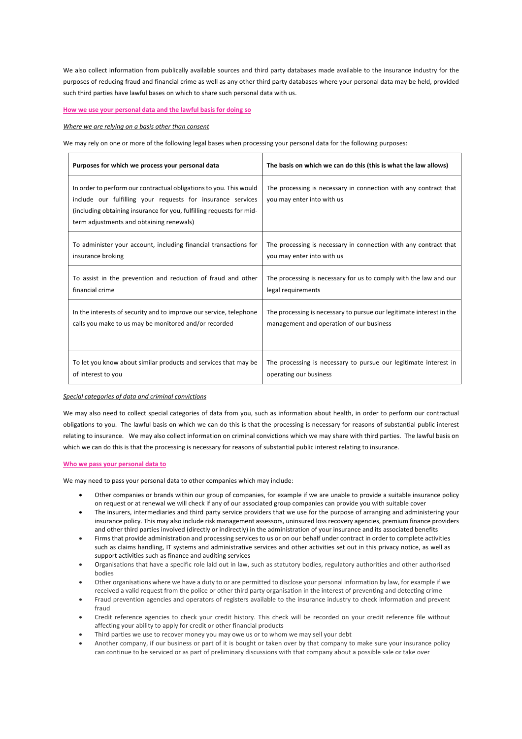We also collect information from publically available sources and third party databases made available to the insurance industry for the purposes of reducing fraud and financial crime as well as any other third party databases where your personal data may be held, provided such third parties have lawful bases on which to share such personal data with us.

## How we use your personal data and the lawful basis for doing so

*Where we are relying on a basis other than consent*

We may rely on one or more of the following legal bases when processing your personal data for the following purposes:

| Purposes for which we process your personal data | The basis on which we can do this (this is what the law allows) |
| --- | --- |
| In order to perform our contractual obligations to you. This would include our fulfilling your requests for insurance services (including obtaining insurance for you, fulfilling requests for mid-term adjustments and obtaining renewals) | The processing is necessary in connection with any contract that you may enter into with us |
| To administer your account, including financial transactions for insurance broking | The processing is necessary in connection with any contract that you may enter into with us |
| To assist in the prevention and reduction of fraud and other financial crime | The processing is necessary for us to comply with the law and our legal requirements |
| In the interests of security and to improve our service, telephone calls you make to us may be monitored and/or recorded | The processing is necessary to pursue our legitimate interest in the management and operation of our business |
| To let you know about similar products and services that may be of interest to you | The processing is necessary to pursue our legitimate interest in operating our business |

*Special categories of data and criminal convictions*

We may also need to collect special categories of data from you, such as information about health, in order to perform our contractual obligations to you. The lawful basis on which we can do this is that the processing is necessary for reasons of substantial public interest relating to insurance. We may also collect information on criminal convictions which we may share with third parties. The lawful basis on which we can do this is that the processing is necessary for reasons of substantial public interest relating to insurance.

## Who we pass your personal data to

We may need to pass your personal data to other companies which may include:

- Other companies or brands within our group of companies, for example if we are unable to provide a suitable insurance policy on request or at renewal we will check if any of our associated group companies can provide you with suitable cover
- The insurers, intermediaries and third party service providers that we use for the purpose of arranging and administering your insurance policy. This may also include risk management assessors, uninsured loss recovery agencies, premium finance providers and other third parties involved (directly or indirectly) in the administration of your insurance and its associated benefits
- Firms that provide administration and processing services to us or on our behalf under contract in order to complete activities such as claims handling, IT systems and administrative services and other activities set out in this privacy notice, as well as support activities such as finance and auditing services
- Organisations that have a specific role laid out in law, such as statutory bodies, regulatory authorities and other authorised bodies
- Other organisations where we have a duty to or are permitted to disclose your personal information by law, for example if we received a valid request from the police or other third party organisation in the interest of preventing and detecting crime
- Fraud prevention agencies and operators of registers available to the insurance industry to check information and prevent fraud
- Credit reference agencies to check your credit history. This check will be recorded on your credit reference file without affecting your ability to apply for credit or other financial products
- Third parties we use to recover money you may owe us or to whom we may sell your debt
- Another company, if our business or part of it is bought or taken over by that company to make sure your insurance policy can continue to be serviced or as part of preliminary discussions with that company about a possible sale or take over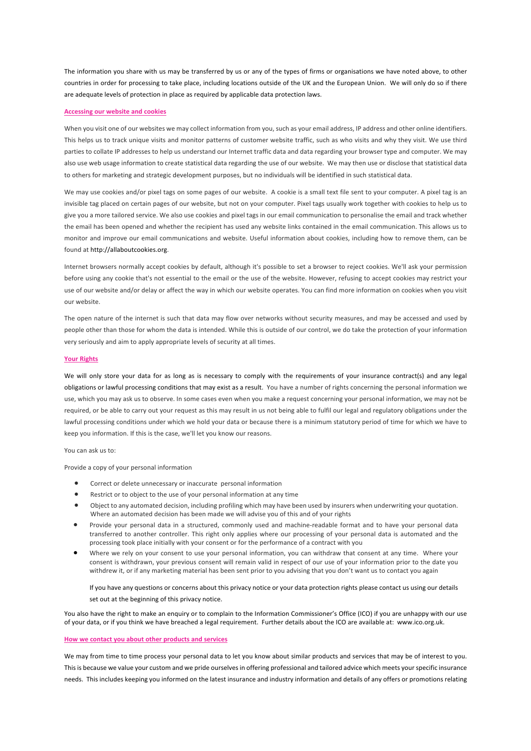The information you share with us may be transferred by us or any of the types of firms or organisations we have noted above, to other countries in order for processing to take place, including locations outside of the UK and the European Union. We will only do so if there are adequate levels of protection in place as required by applicable data protection laws.

**Accessing our website and cookies**

When you visit one of our websites we may collect information from you, such as your email address, IP address and other online identifiers. This helps us to track unique visits and monitor patterns of customer website traffic, such as who visits and why they visit. We use third parties to collate IP addresses to help us understand our Internet traffic data and data regarding your browser type and computer. We may also use web usage information to create statistical data regarding the use of our website. We may then use or disclose that statistical data to others for marketing and strategic development purposes, but no individuals will be identified in such statistical data.

We may use cookies and/or pixel tags on some pages of our website. A cookie is a small text file sent to your computer. A pixel tag is an invisible tag placed on certain pages of our website, but not on your computer. Pixel tags usually work together with cookies to help us to give you a more tailored service. We also use cookies and pixel tags in our email communication to personalise the email and track whether the email has been opened and whether the recipient has used any website links contained in the email communication. This allows us to monitor and improve our email communications and website. Useful information about cookies, including how to remove them, can be found at http://allaboutcookies.org.

Internet browsers normally accept cookies by default, although it's possible to set a browser to reject cookies. We'll ask your permission before using any cookie that's not essential to the email or the use of the website. However, refusing to accept cookies may restrict your use of our website and/or delay or affect the way in which our website operates. You can find more information on cookies when you visit our website.

The open nature of the internet is such that data may flow over networks without security measures, and may be accessed and used by people other than those for whom the data is intended. While this is outside of our control, we do take the protection of your information very seriously and aim to apply appropriate levels of security at all times.

**Your Rights**

We will only store your data for as long as is necessary to comply with the requirements of your insurance contract(s) and any legal obligations or lawful processing conditions that may exist as a result. You have a number of rights concerning the personal information we use, which you may ask us to observe. In some cases even when you make a request concerning your personal information, we may not be required, or be able to carry out your request as this may result in us not being able to fulfil our legal and regulatory obligations under the lawful processing conditions under which we hold your data or because there is a minimum statutory period of time for which we have to keep you information. If this is the case, we'll let you know our reasons.

You can ask us to:

Provide a copy of your personal information

- Correct or delete unnecessary or inaccurate personal information
- Restrict or to object to the use of your personal information at any time
- Object to any automated decision, including profiling which may have been used by insurers when underwriting your quotation. Where an automated decision has been made we will advise you of this and of your rights
- Provide your personal data in a structured, commonly used and machine-readable format and to have your personal data transferred to another controller. This right only applies where our processing of your personal data is automated and the processing took place initially with your consent or for the performance of a contract with you
- Where we rely on your consent to use your personal information, you can withdraw that consent at any time. Where your consent is withdrawn, your previous consent will remain valid in respect of our use of your information prior to the date you withdrew it, or if any marketing material has been sent prior to you advising that you don't want us to contact you again

If you have any questions or concerns about this privacy notice or your data protection rights please contact us using our details set out at the beginning of this privacy notice.

You also have the right to make an enquiry or to complain to the Information Commissioner's Office (ICO) if you are unhappy with our use of your data, or if you think we have breached a legal requirement. Further details about the ICO are available at: www.ico.org.uk.

**How we contact you about other products and services**

We may from time to time process your personal data to let you know about similar products and services that may be of interest to you. This is because we value your custom and we pride ourselves in offering professional and tailored advice which meets your specific insurance needs. This includes keeping you informed on the latest insurance and industry information and details of any offers or promotions relating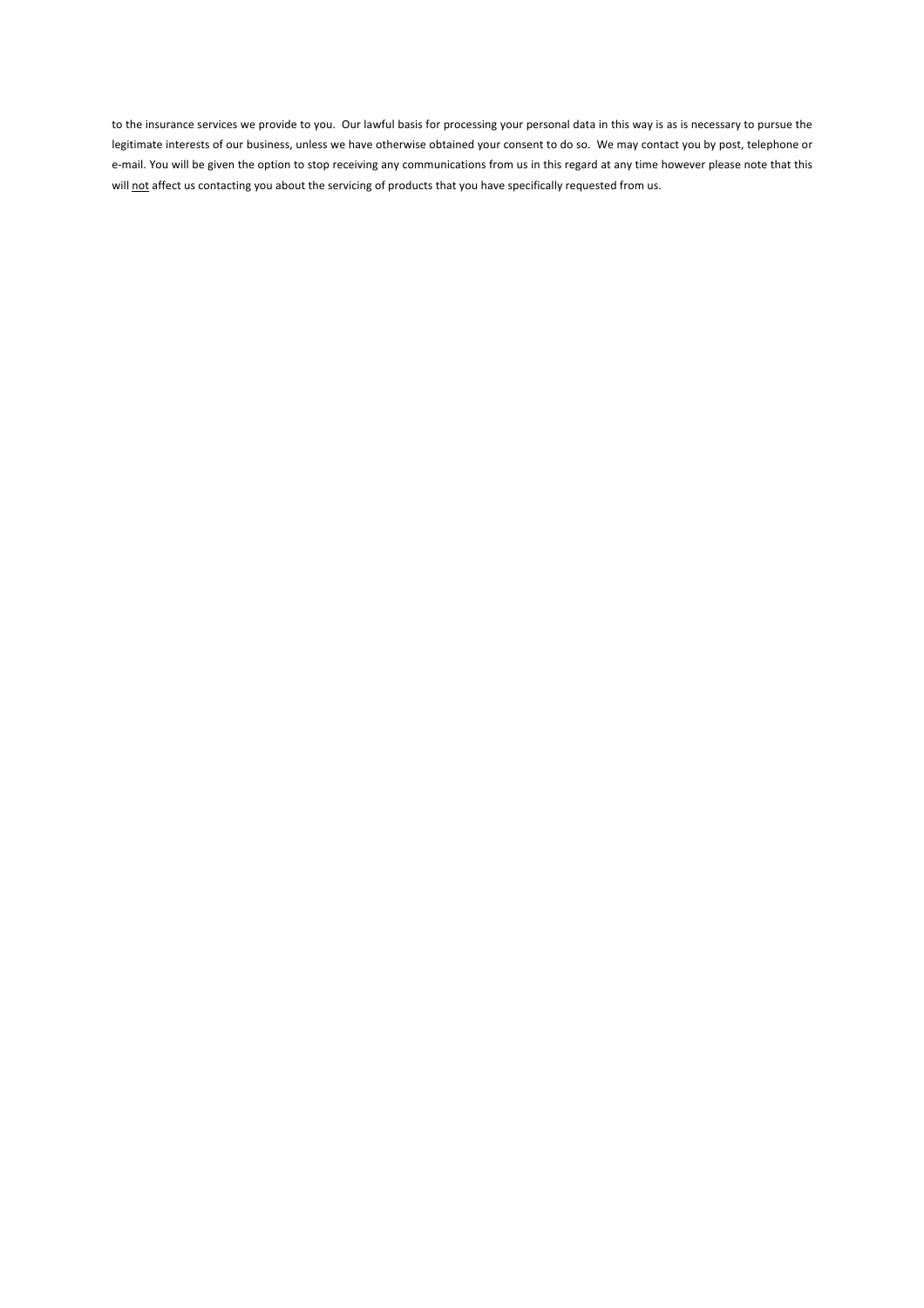to the insurance services we provide to you. Our lawful basis for processing your personal data in this way is as is necessary to pursue the legitimate interests of our business, unless we have otherwise obtained your consent to do so. We may contact you by post, telephone or e-mail. You will be given the option to stop receiving any communications from us in this regard at any time however please note that this will <u>not</u> affect us contacting you about the servicing of products that you have specifically requested from us.